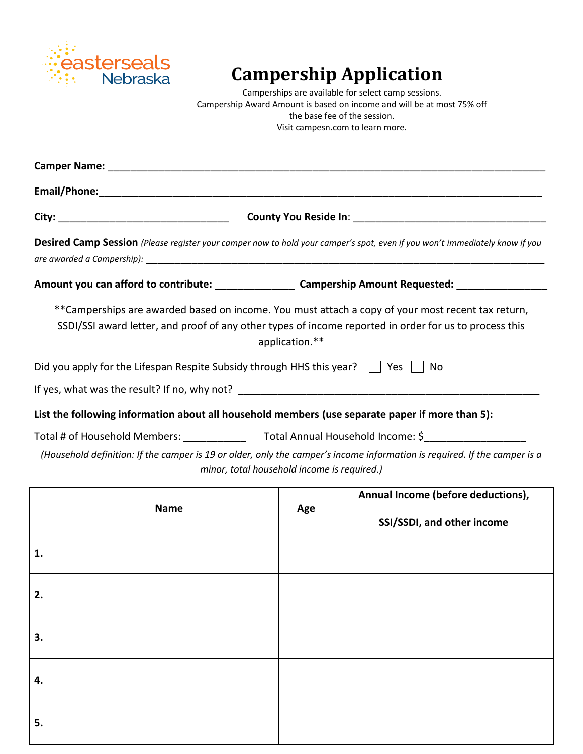easterseals Nebraska

# Campership Application

Camperships are available for select camp sessions.
Campership Award Amount is based on income and will be at most 75% off the base fee of the session.
Visit campesn.com to learn more.

**Camper Name:** ______________________________________________________________________________

**Email/Phone:**______________________________________________________________________________

**City:** ______________________________ **County You Reside In**: ___________________________________

**Desired Camp Session** *(Please register your camper now to hold your camper's spot, even if you won't immediately know if you are awarded a Campership):* ______________________________________________________________________________

**Amount you can afford to contribute:** ______________ **Campership Amount Requested:** ________________

**Camperships are awarded based on income. You must attach a copy of your most recent tax return, SSDI/SSI award letter, and proof of any other types of income reported in order for us to process this application.**

Did you apply for the Lifespan Respite Subsidy through HHS this year? ☐ Yes ☐ No

If yes, what was the result? If no, why not? ________________________________________________________

**List the following information about all household members (use separate paper if more than 5):**

Total # of Household Members: ___________ Total Annual Household Income: $_________________

*(Household definition: If the camper is 19 or older, only the camper's income information is required. If the camper is a minor, total household income is required.)*

| | Name | Age | Annual Income (before deductions), SSI/SSDI, and other income |
|---|---|---|---|
| **1.** | | | |
| **2.** | | | |
| **3.** | | | |
| **4.** | | | |
| **5.** | | | |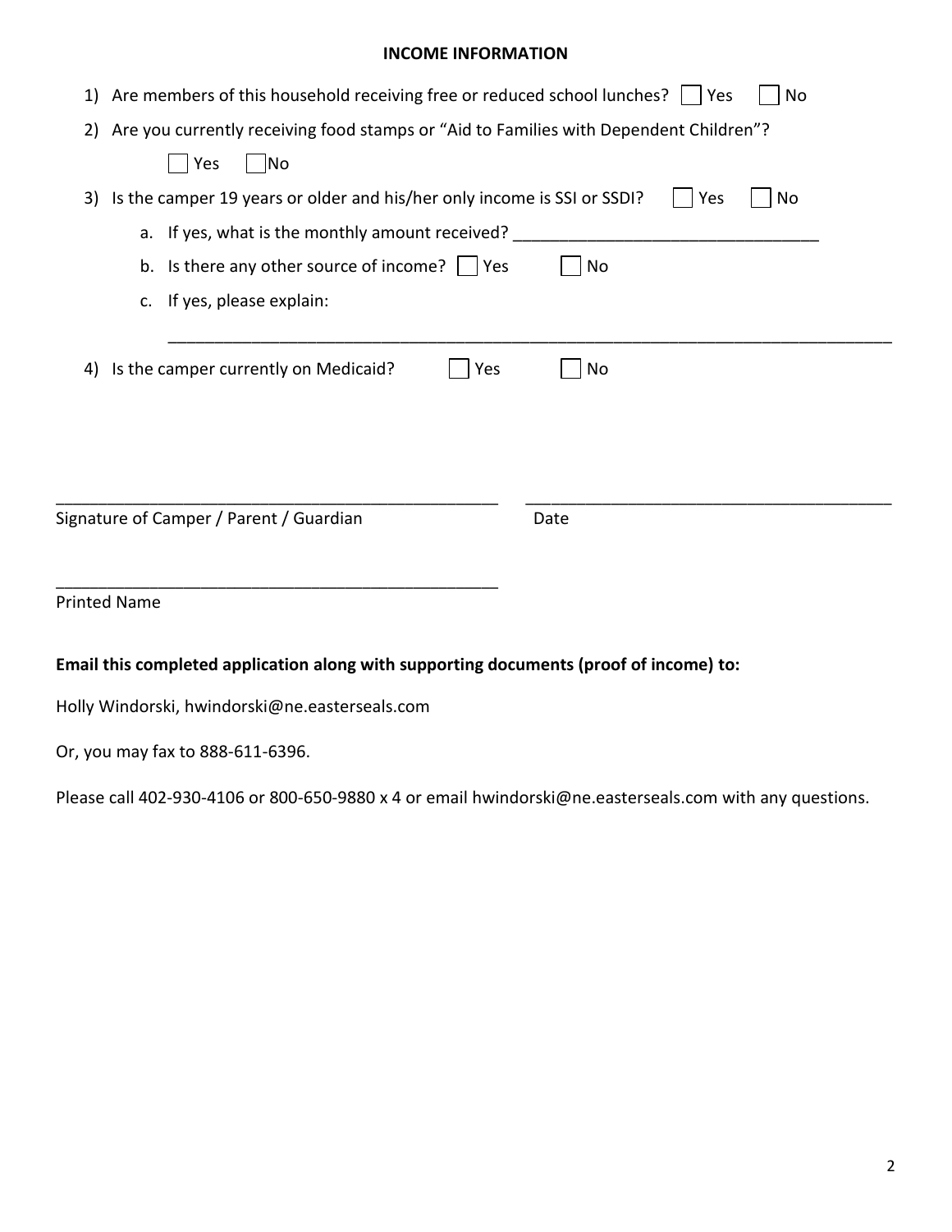## INCOME INFORMATION

1) Are members of this household receiving free or reduced school lunches? ☐ Yes ☐ No
2) Are you currently receiving food stamps or "Aid to Families with Dependent Children"?

   ☐ Yes ☐ No

3) Is the camper 19 years or older and his/her only income is SSI or SSDI? ☐ Yes ☐ No
   a. If yes, what is the monthly amount received? ________________________________
   b. Is there any other source of income? ☐ Yes ☐ No
   c. If yes, please explain:

   ________________________________________________________________________________

4) Is the camper currently on Medicaid? ☐ Yes ☐ No

_______________________________________________ _______________________________________

Signature of Camper / Parent / Guardian Date

_______________________________________________

Printed Name

**Email this completed application along with supporting documents (proof of income) to:**

Holly Windorski, hwindorski@ne.easterseals.com

Or, you may fax to 888-611-6396.

Please call 402-930-4106 or 800-650-9880 x 4 or email hwindorski@ne.easterseals.com with any questions.